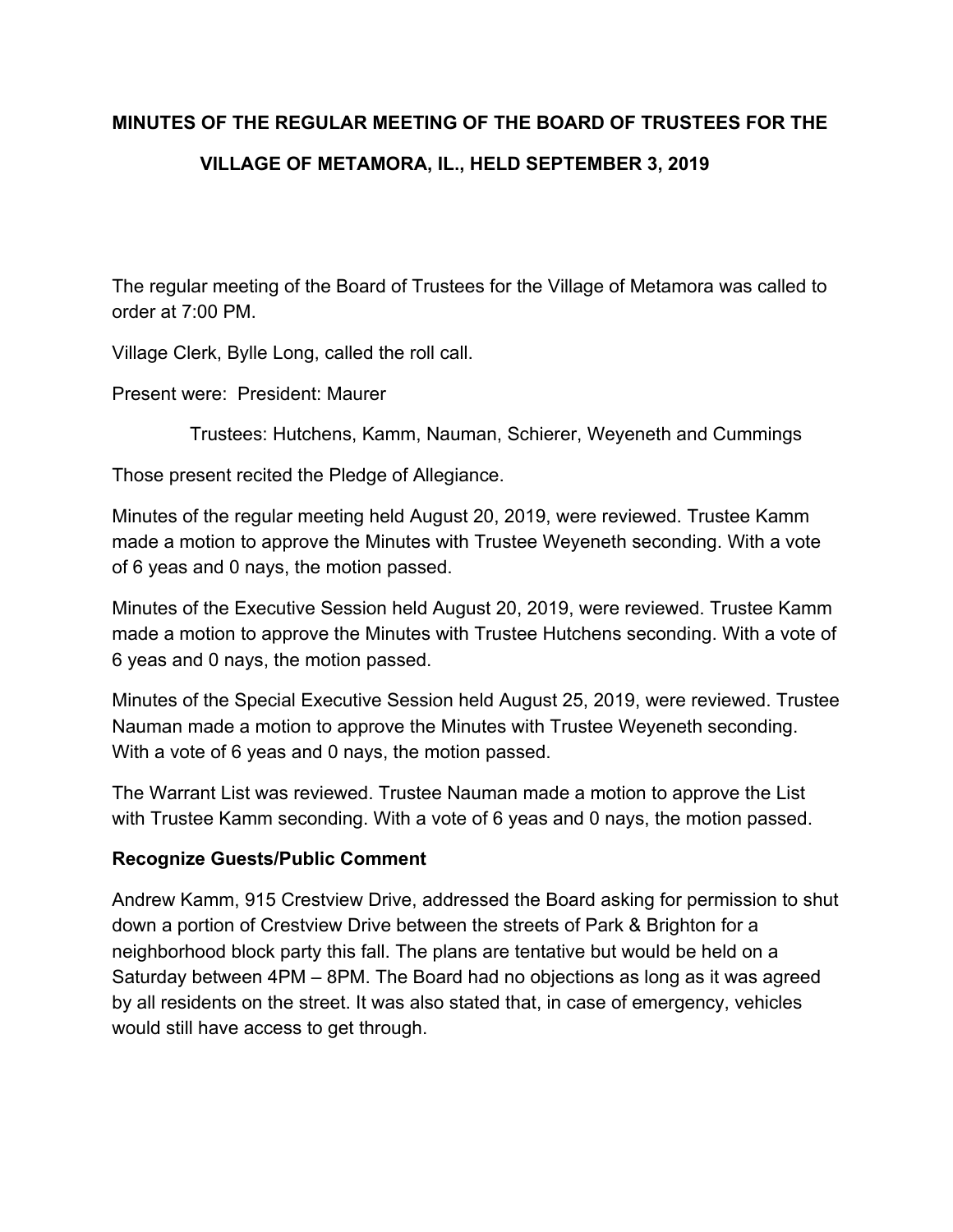# MINUTES OF THE REGULAR MEETING OF THE BOARD OF TRUSTEES FOR THE VILLAGE OF METAMORA, IL., HELD SEPTEMBER 3, 2019

The regular meeting of the Board of Trustees for the Village of Metamora was called to order at 7:00 PM.

Village Clerk, Bylle Long, called the roll call.

Present were: President: Maurer

Trustees: Hutchens, Kamm, Nauman, Schierer, Weyeneth and Cummings

Those present recited the Pledge of Allegiance.

Minutes of the regular meeting held August 20, 2019, were reviewed. Trustee Kamm made a motion to approve the Minutes with Trustee Weyeneth seconding. With a vote of 6 yeas and 0 nays, the motion passed.

Minutes of the Executive Session held August 20, 2019, were reviewed. Trustee Kamm made a motion to approve the Minutes with Trustee Hutchens seconding. With a vote of 6 yeas and 0 nays, the motion passed.

Minutes of the Special Executive Session held August 25, 2019, were reviewed. Trustee Nauman made a motion to approve the Minutes with Trustee Weyeneth seconding. With a vote of 6 yeas and 0 nays, the motion passed.

The Warrant List was reviewed. Trustee Nauman made a motion to approve the List with Trustee Kamm seconding. With a vote of 6 yeas and 0 nays, the motion passed.

**Recognize Guests/Public Comment**

Andrew Kamm, 915 Crestview Drive, addressed the Board asking for permission to shut down a portion of Crestview Drive between the streets of Park & Brighton for a neighborhood block party this fall. The plans are tentative but would be held on a Saturday between 4PM – 8PM. The Board had no objections as long as it was agreed by all residents on the street. It was also stated that, in case of emergency, vehicles would still have access to get through.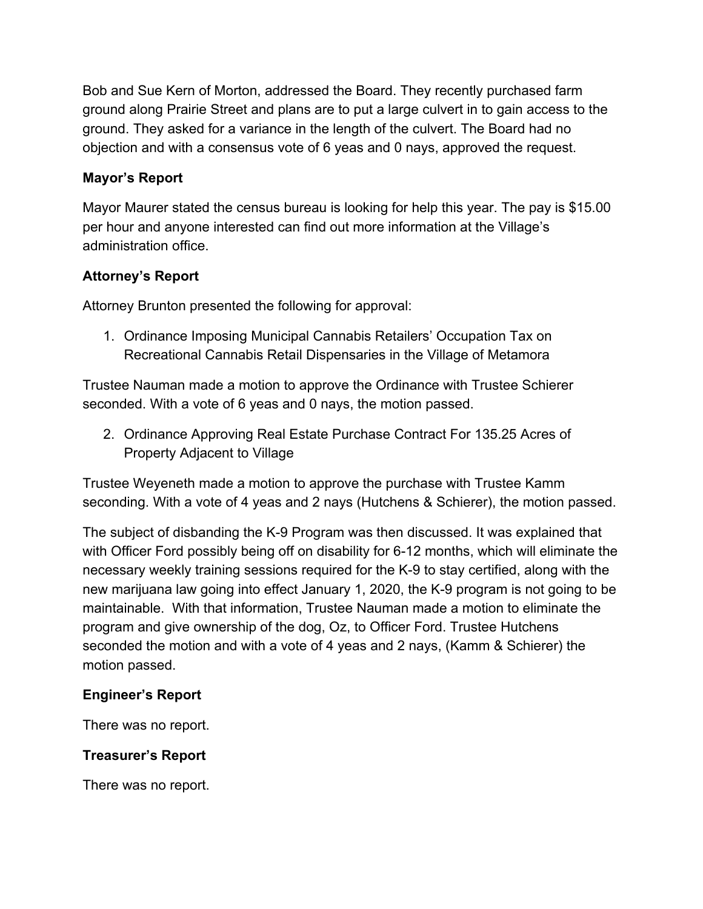Bob and Sue Kern of Morton, addressed the Board. They recently purchased farm ground along Prairie Street and plans are to put a large culvert in to gain access to the ground. They asked for a variance in the length of the culvert. The Board had no objection and with a consensus vote of 6 yeas and 0 nays, approved the request.

**Mayor's Report**

Mayor Maurer stated the census bureau is looking for help this year. The pay is $15.00 per hour and anyone interested can find out more information at the Village's administration office.

**Attorney's Report**

Attorney Brunton presented the following for approval:

1. Ordinance Imposing Municipal Cannabis Retailers' Occupation Tax on Recreational Cannabis Retail Dispensaries in the Village of Metamora

Trustee Nauman made a motion to approve the Ordinance with Trustee Schierer seconded. With a vote of 6 yeas and 0 nays, the motion passed.

2. Ordinance Approving Real Estate Purchase Contract For 135.25 Acres of Property Adjacent to Village

Trustee Weyeneth made a motion to approve the purchase with Trustee Kamm seconding. With a vote of 4 yeas and 2 nays (Hutchens & Schierer), the motion passed.

The subject of disbanding the K-9 Program was then discussed. It was explained that with Officer Ford possibly being off on disability for 6-12 months, which will eliminate the necessary weekly training sessions required for the K-9 to stay certified, along with the new marijuana law going into effect January 1, 2020, the K-9 program is not going to be maintainable. With that information, Trustee Nauman made a motion to eliminate the program and give ownership of the dog, Oz, to Officer Ford. Trustee Hutchens seconded the motion and with a vote of 4 yeas and 2 nays, (Kamm & Schierer) the motion passed.

**Engineer's Report**

There was no report.

**Treasurer's Report**

There was no report.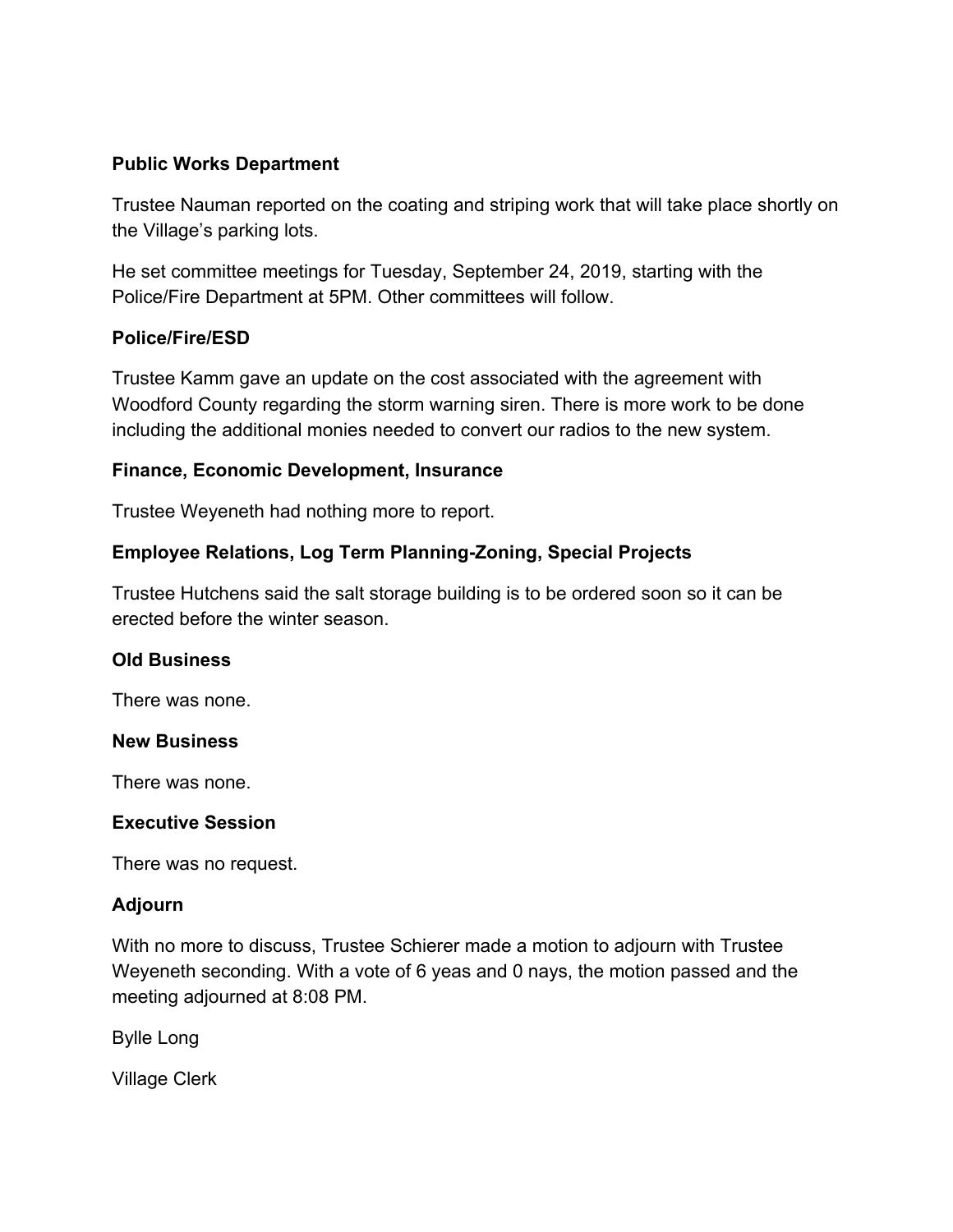**Public Works Department**

Trustee Nauman reported on the coating and striping work that will take place shortly on the Village's parking lots.

He set committee meetings for Tuesday, September 24, 2019, starting with the Police/Fire Department at 5PM. Other committees will follow.

**Police/Fire/ESD**

Trustee Kamm gave an update on the cost associated with the agreement with Woodford County regarding the storm warning siren. There is more work to be done including the additional monies needed to convert our radios to the new system.

**Finance, Economic Development, Insurance**

Trustee Weyeneth had nothing more to report.

**Employee Relations, Log Term Planning-Zoning, Special Projects**

Trustee Hutchens said the salt storage building is to be ordered soon so it can be erected before the winter season.

**Old Business**

There was none.

**New Business**

There was none.

**Executive Session**

There was no request.

**Adjourn**

With no more to discuss, Trustee Schierer made a motion to adjourn with Trustee Weyeneth seconding. With a vote of 6 yeas and 0 nays, the motion passed and the meeting adjourned at 8:08 PM.

Bylle Long

Village Clerk